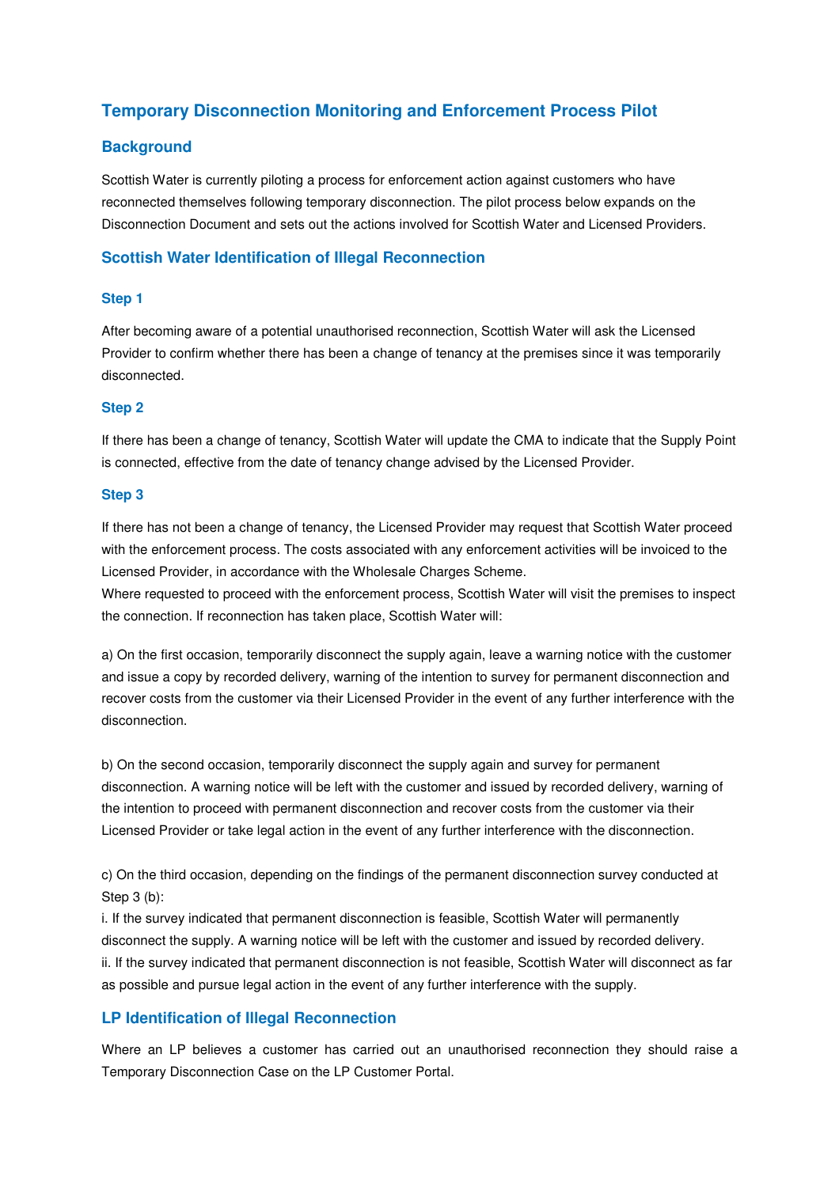## Temporary Disconnection Monitoring and Enforcement Process Pilot

### Background

Scottish Water is currently piloting a process for enforcement action against customers who have reconnected themselves following temporary disconnection. The pilot process below expands on the Disconnection Document and sets out the actions involved for Scottish Water and Licensed Providers.

### Scottish Water Identification of Illegal Reconnection

#### Step 1

After becoming aware of a potential unauthorised reconnection, Scottish Water will ask the Licensed Provider to confirm whether there has been a change of tenancy at the premises since it was temporarily disconnected.

#### Step 2

If there has been a change of tenancy, Scottish Water will update the CMA to indicate that the Supply Point is connected, effective from the date of tenancy change advised by the Licensed Provider.

#### Step 3

If there has not been a change of tenancy, the Licensed Provider may request that Scottish Water proceed with the enforcement process. The costs associated with any enforcement activities will be invoiced to the Licensed Provider, in accordance with the Wholesale Charges Scheme.
Where requested to proceed with the enforcement process, Scottish Water will visit the premises to inspect the connection. If reconnection has taken place, Scottish Water will:

a) On the first occasion, temporarily disconnect the supply again, leave a warning notice with the customer and issue a copy by recorded delivery, warning of the intention to survey for permanent disconnection and recover costs from the customer via their Licensed Provider in the event of any further interference with the disconnection.

b) On the second occasion, temporarily disconnect the supply again and survey for permanent disconnection. A warning notice will be left with the customer and issued by recorded delivery, warning of the intention to proceed with permanent disconnection and recover costs from the customer via their Licensed Provider or take legal action in the event of any further interference with the disconnection.

c) On the third occasion, depending on the findings of the permanent disconnection survey conducted at Step 3 (b):
i. If the survey indicated that permanent disconnection is feasible, Scottish Water will permanently disconnect the supply. A warning notice will be left with the customer and issued by recorded delivery.
ii. If the survey indicated that permanent disconnection is not feasible, Scottish Water will disconnect as far as possible and pursue legal action in the event of any further interference with the supply.

### LP Identification of Illegal Reconnection

Where an LP believes a customer has carried out an unauthorised reconnection they should raise a Temporary Disconnection Case on the LP Customer Portal.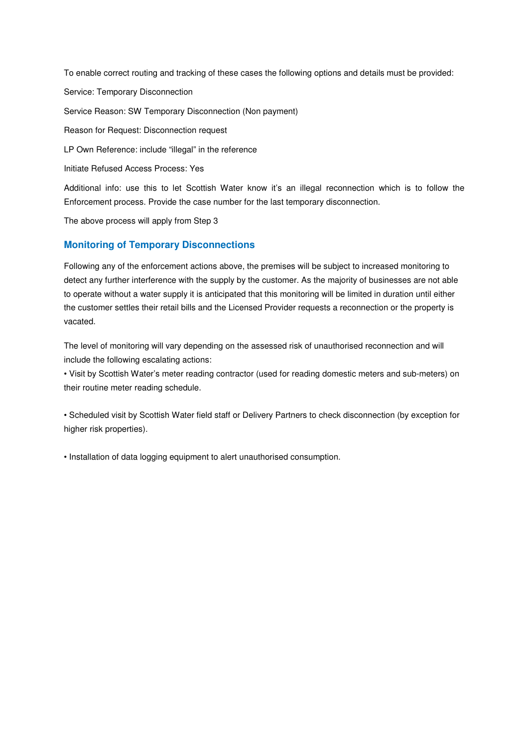To enable correct routing and tracking of these cases the following options and details must be provided:

Service: Temporary Disconnection

Service Reason: SW Temporary Disconnection (Non payment)

Reason for Request: Disconnection request

LP Own Reference: include "illegal" in the reference

Initiate Refused Access Process: Yes

Additional info: use this to let Scottish Water know it's an illegal reconnection which is to follow the Enforcement process. Provide the case number for the last temporary disconnection.

The above process will apply from Step 3

## Monitoring of Temporary Disconnections

Following any of the enforcement actions above, the premises will be subject to increased monitoring to detect any further interference with the supply by the customer. As the majority of businesses are not able to operate without a water supply it is anticipated that this monitoring will be limited in duration until either the customer settles their retail bills and the Licensed Provider requests a reconnection or the property is vacated.

The level of monitoring will vary depending on the assessed risk of unauthorised reconnection and will include the following escalating actions:

- Visit by Scottish Water's meter reading contractor (used for reading domestic meters and sub-meters) on their routine meter reading schedule.

- Scheduled visit by Scottish Water field staff or Delivery Partners to check disconnection (by exception for higher risk properties).

- Installation of data logging equipment to alert unauthorised consumption.